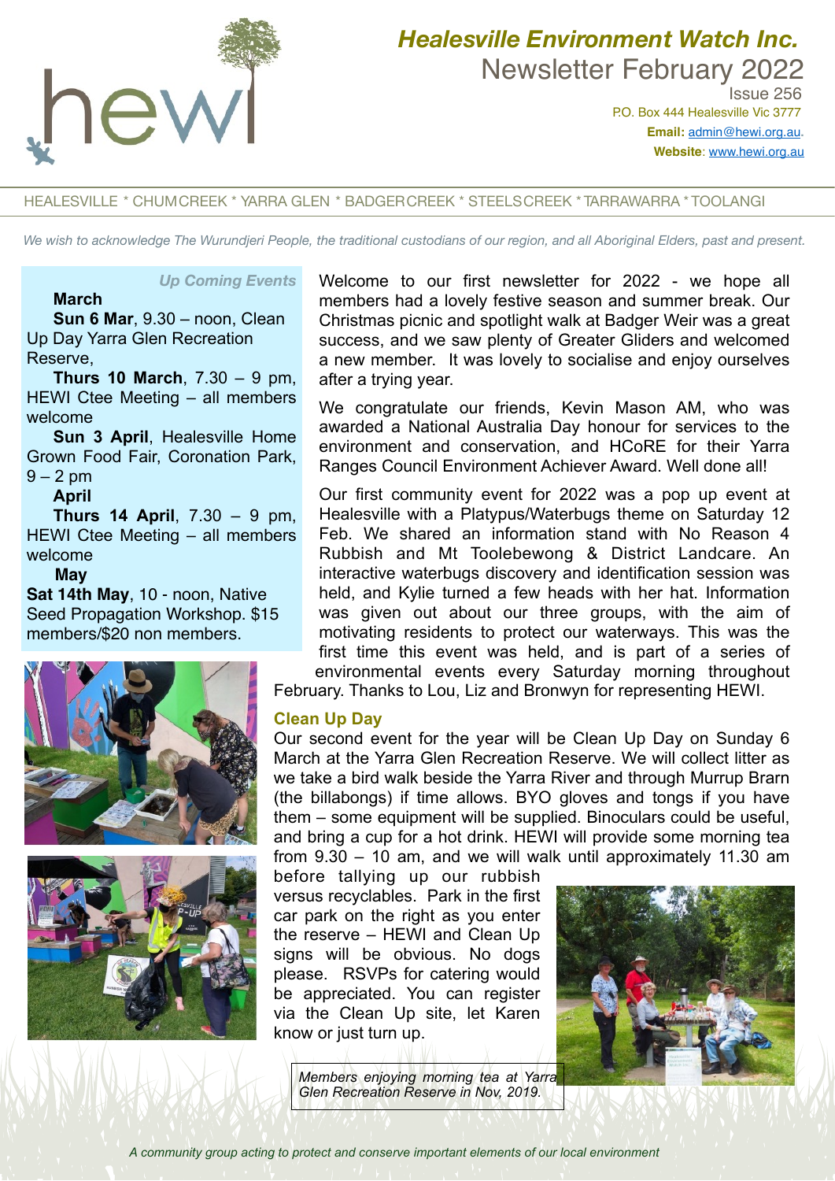# Healesville Environment Watch Inc.

## Newsletter February 2022

Issue 256

P.O. Box 444 Healesville Vic 3777

**Email:** admin@hewi.org.au.

**Website**: www.hewi.org.au

HEALESVILLE * CHUMCREEK * YARRA GLEN * BADGERCREEK * STEELSCREEK * TARRAWARRA * TOOLANGI

*We wish to acknowledge The Wurundjeri People, the traditional custodians of our region, and all Aboriginal Elders, past and present.*

### *Up Coming Events*

**March**

**Sun 6 Mar**, 9.30 – noon, Clean Up Day Yarra Glen Recreation Reserve,

**Thurs 10 March**, 7.30 – 9 pm, HEWI Ctee Meeting – all members welcome

**Sun 3 April**, Healesville Home Grown Food Fair, Coronation Park, 9 – 2 pm

**April**

**Thurs 14 April**, 7.30 – 9 pm, HEWI Ctee Meeting – all members welcome

**May**

**Sat 14th May**, 10 - noon, Native Seed Propagation Workshop. $15 members/$20 non members.

Welcome to our first newsletter for 2022 - we hope all members had a lovely festive season and summer break. Our Christmas picnic and spotlight walk at Badger Weir was a great success, and we saw plenty of Greater Gliders and welcomed a new member. It was lovely to socialise and enjoy ourselves after a trying year.

We congratulate our friends, Kevin Mason AM, who was awarded a National Australia Day honour for services to the environment and conservation, and HCoRE for their Yarra Ranges Council Environment Achiever Award. Well done all!

Our first community event for 2022 was a pop up event at Healesville with a Platypus/Waterbugs theme on Saturday 12 Feb. We shared an information stand with No Reason 4 Rubbish and Mt Toolebewong & District Landcare. An interactive waterbugs discovery and identification session was held, and Kylie turned a few heads with her hat. Information was given out about our three groups, with the aim of motivating residents to protect our waterways. This was the first time this event was held, and is part of a series of environmental events every Saturday morning throughout February. Thanks to Lou, Liz and Bronwyn for representing HEWI.

### Clean Up Day

Our second event for the year will be Clean Up Day on Sunday 6 March at the Yarra Glen Recreation Reserve. We will collect litter as we take a bird walk beside the Yarra River and through Murrup Brarn (the billabongs) if time allows. BYO gloves and tongs if you have them – some equipment will be supplied. Binoculars could be useful, and bring a cup for a hot drink. HEWI will provide some morning tea from 9.30 – 10 am, and we will walk until approximately 11.30 am before tallying up our rubbish versus recyclables. Park in the first car park on the right as you enter the reserve – HEWI and Clean Up signs will be obvious. No dogs please. RSVPs for catering would be appreciated. You can register via the Clean Up site, let Karen know or just turn up.

*Members enjoying morning tea at Yarra Glen Recreation Reserve in Nov, 2019.*

*A community group acting to protect and conserve important elements of our local environment*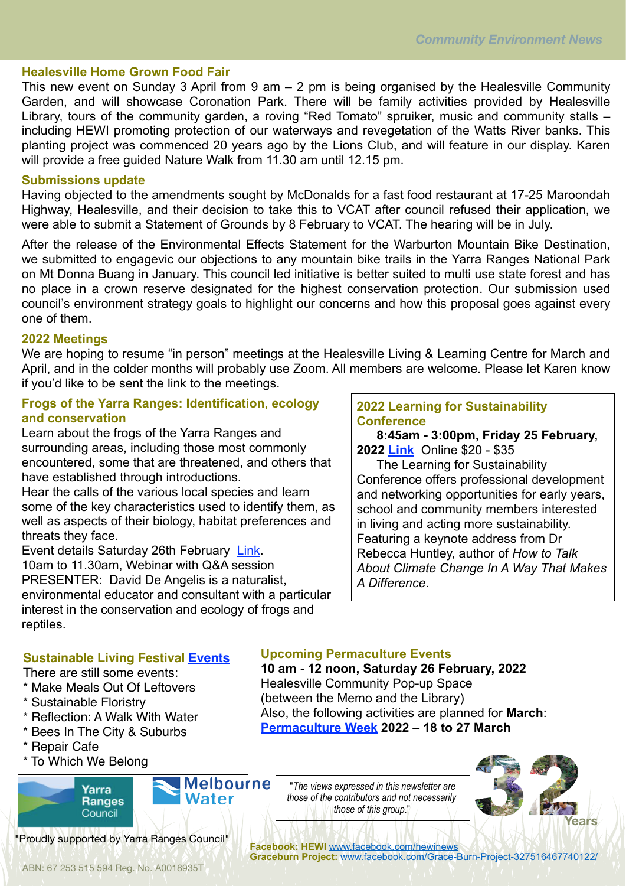## Healesville Home Grown Food Fair

This new event on Sunday 3 April from 9 am – 2 pm is being organised by the Healesville Community Garden, and will showcase Coronation Park. There will be family activities provided by Healesville Library, tours of the community garden, a roving "Red Tomato" spruiker, music and community stalls – including HEWI promoting protection of our waterways and revegetation of the Watts River banks. This planting project was commenced 20 years ago by the Lions Club, and will feature in our display. Karen will provide a free guided Nature Walk from 11.30 am until 12.15 pm.

## Submissions update

Having objected to the amendments sought by McDonalds for a fast food restaurant at 17-25 Maroondah Highway, Healesville, and their decision to take this to VCAT after council refused their application, we were able to submit a Statement of Grounds by 8 February to VCAT. The hearing will be in July.

After the release of the Environmental Effects Statement for the Warburton Mountain Bike Destination, we submitted to engagevic our objections to any mountain bike trails in the Yarra Ranges National Park on Mt Donna Buang in January. This council led initiative is better suited to multi use state forest and has no place in a crown reserve designated for the highest conservation protection. Our submission used council's environment strategy goals to highlight our concerns and how this proposal goes against every one of them.

## 2022 Meetings

We are hoping to resume "in person" meetings at the Healesville Living & Learning Centre for March and April, and in the colder months will probably use Zoom. All members are welcome. Please let Karen know if you'd like to be sent the link to the meetings.

## Frogs of the Yarra Ranges: Identification, ecology and conservation

Learn about the frogs of the Yarra Ranges and surrounding areas, including those most commonly encountered, some that are threatened, and others that have established through introductions.

Hear the calls of the various local species and learn some of the key characteristics used to identify them, as well as aspects of their biology, habitat preferences and threats they face.

Event details Saturday 26th February Link.

10am to 11.30am, Webinar with Q&A session

PRESENTER: David De Angelis is a naturalist, environmental educator and consultant with a particular interest in the conservation and ecology of frogs and reptiles.

## 2022 Learning for Sustainability Conference

**8:45am - 3:00pm, Friday 25 February, 2022** **Link** Online $20 - $35

The Learning for Sustainability Conference offers professional development and networking opportunities for early years, school and community members interested in living and acting more sustainability. Featuring a keynote address from Dr Rebecca Huntley, author of *How to Talk About Climate Change In A Way That Makes A Difference*.

## Sustainable Living Festival Events

There are still some events:

* Make Meals Out Of Leftovers
* Sustainable Floristry
* Reflection: A Walk With Water
* Bees In The City & Suburbs
* Repair Cafe
* To Which We Belong

## Upcoming Permaculture Events

**10 am - 12 noon, Saturday 26 February, 2022**

Healesville Community Pop-up Space (between the Memo and the Library)

Also, the following activities are planned for **March**:

**Permaculture Week 2022 – 18 to 27 March**

Yarra Ranges Council

Melbourne Water

*"The views expressed in this newsletter are those of the contributors and not necessarily those of this group."*

32 Years

"Proudly supported by Yarra Ranges Council"

**Facebook: HEWI** www.facebook.com/hewinews

**Graceburn Project:** www.facebook.com/Grace-Burn-Project-327516467740122/

ABN: 67 253 515 594 Reg. No. A0018935T